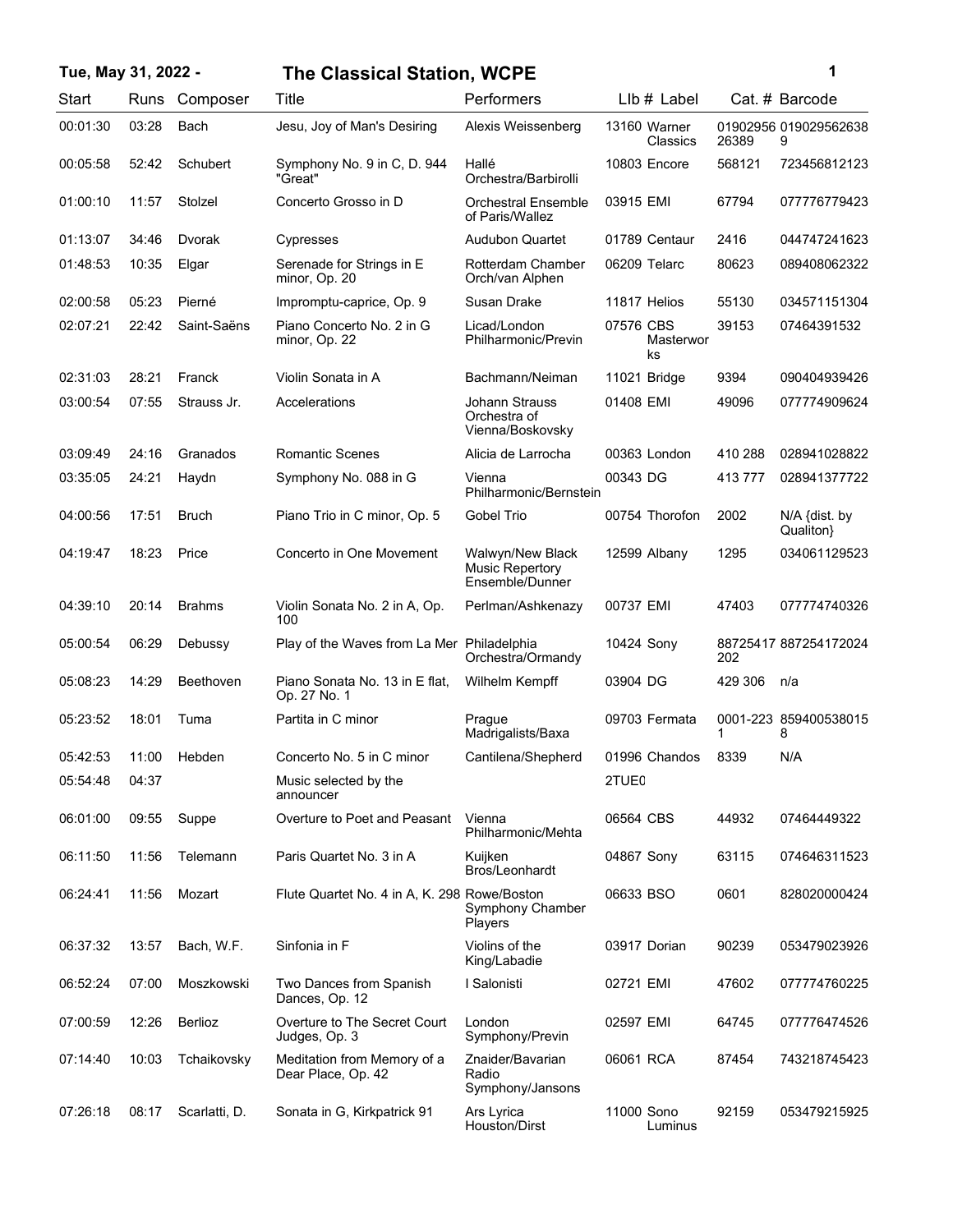# The Classical Station, WCPE

Tue, May 31, 2022 -

| Start | Runs | Composer | Title | Performers | LIb # | Label | Cat. # | Barcode |
|---|---|---|---|---|---|---|---|---|
| 00:01:30 | 03:28 | Bach | Jesu, Joy of Man's Desiring | Alexis Weissenberg | 13160 | Warner Classics | 01902956 26389 | 019029562638 9 |
| 00:05:58 | 52:42 | Schubert | Symphony No. 9 in C, D. 944 "Great" | Hallé Orchestra/Barbirolli | 10803 | Encore | 568121 | 723456812123 |
| 01:00:10 | 11:57 | Stolzel | Concerto Grosso in D | Orchestral Ensemble of Paris/Wallez | 03915 | EMI | 67794 | 077776779423 |
| 01:13:07 | 34:46 | Dvorak | Cypresses | Audubon Quartet | 01789 | Centaur | 2416 | 044747241623 |
| 01:48:53 | 10:35 | Elgar | Serenade for Strings in E minor, Op. 20 | Rotterdam Chamber Orch/van Alphen | 06209 | Telarc | 80623 | 089408062322 |
| 02:00:58 | 05:23 | Pierné | Impromptu-caprice, Op. 9 | Susan Drake | 11817 | Helios | 55130 | 034571151304 |
| 02:07:21 | 22:42 | Saint-Saëns | Piano Concerto No. 2 in G minor, Op. 22 | Licad/London Philharmonic/Previn | 07576 | CBS Masterworks | 39153 | 07464391532 |
| 02:31:03 | 28:21 | Franck | Violin Sonata in A | Bachmann/Neiman | 11021 | Bridge | 9394 | 090404939426 |
| 03:00:54 | 07:55 | Strauss Jr. | Accelerations | Johann Strauss Orchestra of Vienna/Boskovsky | 01408 | EMI | 49096 | 077774909624 |
| 03:09:49 | 24:16 | Granados | Romantic Scenes | Alicia de Larrocha | 00363 | London | 410 288 | 028941028822 |
| 03:35:05 | 24:21 | Haydn | Symphony No. 088 in G | Vienna Philharmonic/Bernstein | 00343 | DG | 413 777 | 028941377722 |
| 04:00:56 | 17:51 | Bruch | Piano Trio in C minor, Op. 5 | Gobel Trio | 00754 | Thorofon | 2002 | N/A {dist. by Qualiton} |
| 04:19:47 | 18:23 | Price | Concerto in One Movement | Walwyn/New Black Music Repertory Ensemble/Dunner | 12599 | Albany | 1295 | 034061129523 |
| 04:39:10 | 20:14 | Brahms | Violin Sonata No. 2 in A, Op. 100 | Perlman/Ashkenazy | 00737 | EMI | 47403 | 077774740326 |
| 05:00:54 | 06:29 | Debussy | Play of the Waves from La Mer | Philadelphia Orchestra/Ormandy | 10424 | Sony | 88725417 202 | 887254172024 |
| 05:08:23 | 14:29 | Beethoven | Piano Sonata No. 13 in E flat, Op. 27 No. 1 | Wilhelm Kempff | 03904 | DG | 429 306 | n/a |
| 05:23:52 | 18:01 | Tuma | Partita in C minor | Prague Madrigalists/Baxa | 09703 | Fermata | 0001-223 1 | 859400538015 8 |
| 05:42:53 | 11:00 | Hebden | Concerto No. 5 in C minor | Cantilena/Shepherd | 01996 | Chandos | 8339 | N/A |
| 05:54:48 | 04:37 | | Music selected by the announcer | | 2TUE0 | | | |
| 06:01:00 | 09:55 | Suppe | Overture to Poet and Peasant | Vienna Philharmonic/Mehta | 06564 | CBS | 44932 | 07464449322 |
| 06:11:50 | 11:56 | Telemann | Paris Quartet No. 3 in A | Kuijken Bros/Leonhardt | 04867 | Sony | 63115 | 074646311523 |
| 06:24:41 | 11:56 | Mozart | Flute Quartet No. 4 in A, K. 298 | Rowe/Boston Symphony Chamber Players | 06633 | BSO | 0601 | 828020000424 |
| 06:37:32 | 13:57 | Bach, W.F. | Sinfonia in F | Violins of the King/Labadie | 03917 | Dorian | 90239 | 053479023926 |
| 06:52:24 | 07:00 | Moszkowski | Two Dances from Spanish Dances, Op. 12 | I Salonisti | 02721 | EMI | 47602 | 077774760225 |
| 07:00:59 | 12:26 | Berlioz | Overture to The Secret Court Judges, Op. 3 | London Symphony/Previn | 02597 | EMI | 64745 | 077776474526 |
| 07:14:40 | 10:03 | Tchaikovsky | Meditation from Memory of a Dear Place, Op. 42 | Znaider/Bavarian Radio Symphony/Jansons | 06061 | RCA | 87454 | 743218745423 |
| 07:26:18 | 08:17 | Scarlatti, D. | Sonata in G, Kirkpatrick 91 | Ars Lyrica Houston/Dirst | 11000 | Sono Luminus | 92159 | 053479215925 |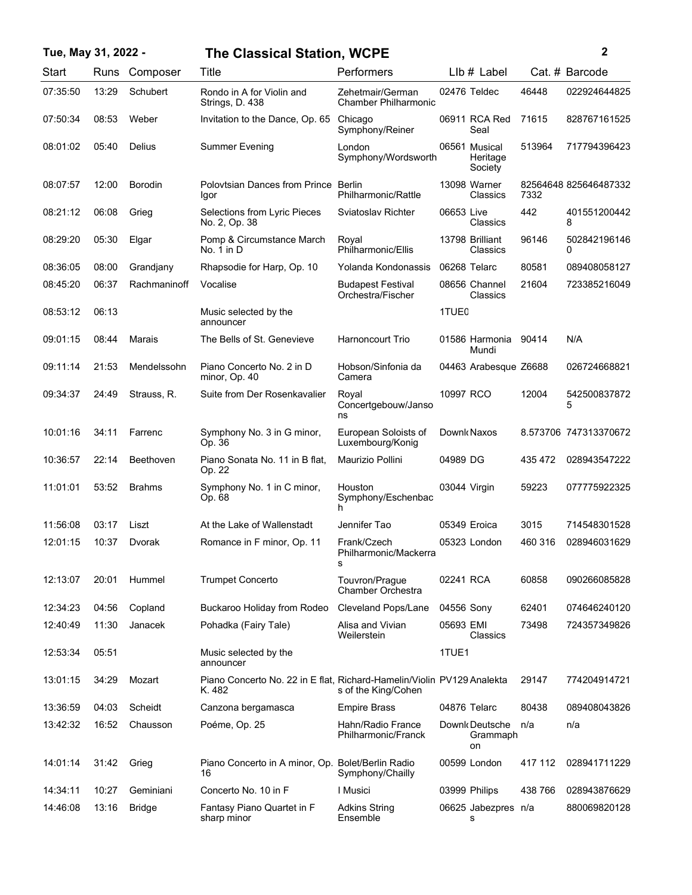| Start | Runs | Composer | Title | Performers | Llb # | Label | Cat. # | Barcode |
|---|---|---|---|---|---|---|---|---|
| 07:35:50 | 13:29 | Schubert | Rondo in A for Violin and Strings, D. 438 | Zehetmair/German Chamber Philharmonic | 02476 | Teldec | 46448 | 022924644825 |
| 07:50:34 | 08:53 | Weber | Invitation to the Dance, Op. 65 | Chicago Symphony/Reiner | 06911 | RCA Red Seal | 71615 | 828767161525 |
| 08:01:02 | 05:40 | Delius | Summer Evening | London Symphony/Wordsworth | 06561 | Musical Heritage Society | 513964 | 717794396423 |
| 08:07:57 | 12:00 | Borodin | Polovtsian Dances from Prince Igor | Berlin Philharmonic/Rattle | 13098 | Warner Classics | 825646487332 | 825646487332 |
| 08:21:12 | 06:08 | Grieg | Selections from Lyric Pieces No. 2, Op. 38 | Sviatoslav Richter | 06653 | Live Classics | 442 | 4015512004428 |
| 08:29:20 | 05:30 | Elgar | Pomp & Circumstance March No. 1 in D | Royal Philharmonic/Ellis | 13798 | Brilliant Classics | 96146 | 5028421961460 |
| 08:36:05 | 08:00 | Grandjany | Rhapsodie for Harp, Op. 10 | Yolanda Kondonassis | 06268 | Telarc | 80581 | 089408058127 |
| 08:45:20 | 06:37 | Rachmaninoff | Vocalise | Budapest Festival Orchestra/Fischer | 08656 | Channel Classics | 21604 | 723385216049 |
| 08:53:12 | 06:13 | | Music selected by the announcer | | 1TUE0 | | | |
| 09:01:15 | 08:44 | Marais | The Bells of St. Genevieve | Harnoncourt Trio | 01586 | Harmonia Mundi | 90414 | N/A |
| 09:11:14 | 21:53 | Mendelssohn | Piano Concerto No. 2 in D minor, Op. 40 | Hobson/Sinfonia da Camera | 04463 | Arabesque | Z6688 | 026724668821 |
| 09:34:37 | 24:49 | Strauss, R. | Suite from Der Rosenkavalier | Royal Concertgebouw/Jansons | 10997 | RCO | 12004 | 5425008378725 |
| 10:01:16 | 34:11 | Farrenc | Symphony No. 3 in G minor, Op. 36 | European Soloists of Luxembourg/Konig | Downl | Naxos | 8.573706 | 747313370672 |
| 10:36:57 | 22:14 | Beethoven | Piano Sonata No. 11 in B flat, Op. 22 | Maurizio Pollini | 04989 | DG | 435 472 | 028943547222 |
| 11:01:01 | 53:52 | Brahms | Symphony No. 1 in C minor, Op. 68 | Houston Symphony/Eschenbach | 03044 | Virgin | 59223 | 077775922325 |
| 11:56:08 | 03:17 | Liszt | At the Lake of Wallenstadt | Jennifer Tao | 05349 | Eroica | 3015 | 714548301528 |
| 12:01:15 | 10:37 | Dvorak | Romance in F minor, Op. 11 | Frank/Czech Philharmonic/Mackerras | 05323 | London | 460 316 | 028946031629 |
| 12:13:07 | 20:01 | Hummel | Trumpet Concerto | Touvron/Prague Chamber Orchestra | 02241 | RCA | 60858 | 090266085828 |
| 12:34:23 | 04:56 | Copland | Buckaroo Holiday from Rodeo | Cleveland Pops/Lane | 04556 | Sony | 62401 | 074646240120 |
| 12:40:49 | 11:30 | Janacek | Pohadka (Fairy Tale) | Alisa and Vivian Weilerstein | 05693 | EMI Classics | 73498 | 724357349826 |
| 12:53:34 | 05:51 | | Music selected by the announcer | | 1TUE1 | | | |
| 13:01:15 | 34:29 | Mozart | Piano Concerto No. 22 in E flat, K. 482 | Richard-Hamelin/Violins of the King/Cohen | PV129 | Analekta | 29147 | 774204914721 |
| 13:36:59 | 04:03 | Scheidt | Canzona bergamasca | Empire Brass | 04876 | Telarc | 80438 | 089408043826 |
| 13:42:32 | 16:52 | Chausson | Poéme, Op. 25 | Hahn/Radio France Philharmonic/Franck | Downl | Deutsche Grammophon | n/a | n/a |
| 14:01:14 | 31:42 | Grieg | Piano Concerto in A minor, Op. 16 | Bolet/Berlin Radio Symphony/Chailly | 00599 | London | 417 112 | 028941711229 |
| 14:34:11 | 10:27 | Geminiani | Concerto No. 10 in F | I Musici | 03999 | Philips | 438 766 | 028943876629 |
| 14:46:08 | 13:16 | Bridge | Fantasy Piano Quartet in F sharp minor | Adkins String Ensemble | 06625 | Jabezpress | n/a | 880069820128 |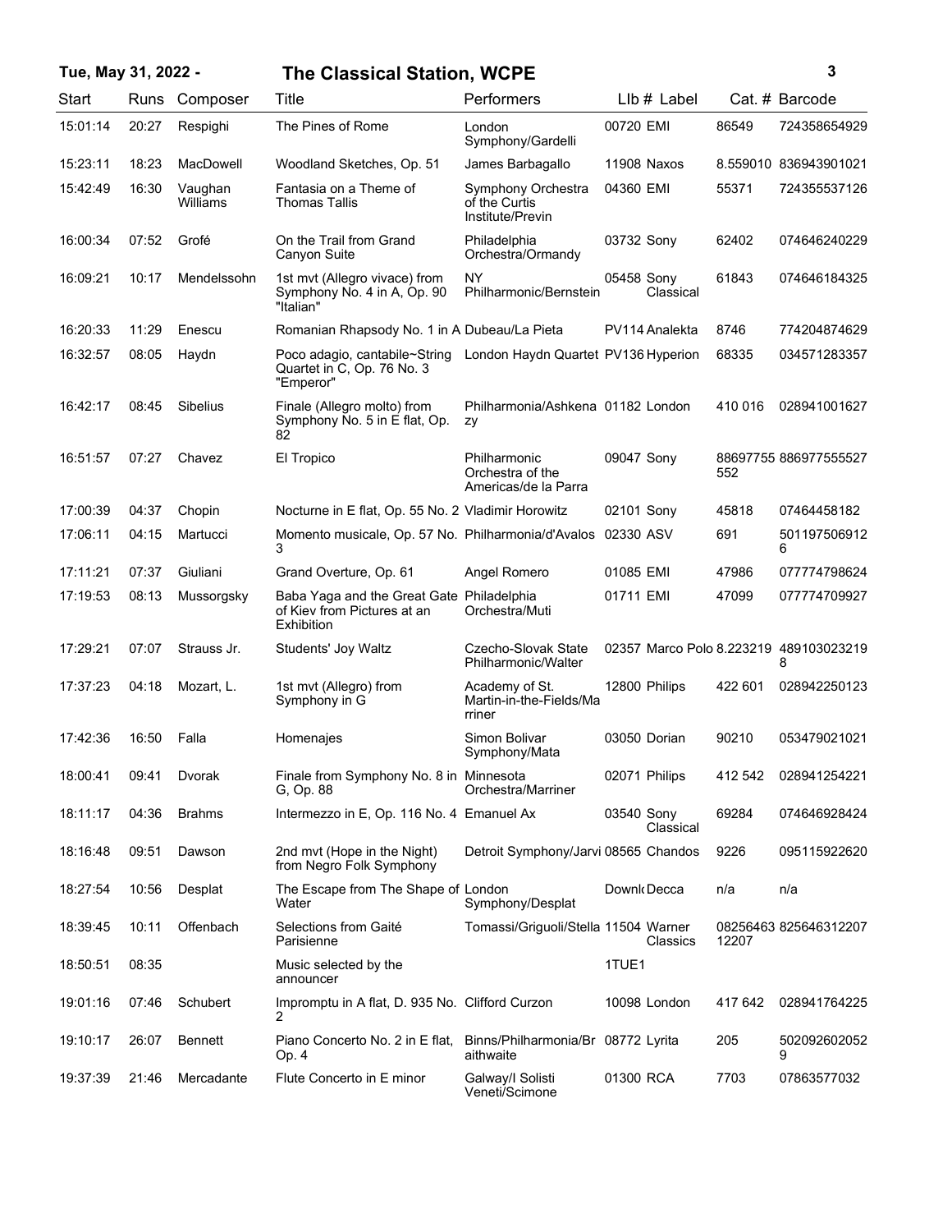| Start | Runs | Composer | Title | Performers | Llb # | Label | Cat. # | Barcode |
|---|---|---|---|---|---|---|---|---|
| 15:01:14 | 20:27 | Respighi | The Pines of Rome | London Symphony/Gardelli | 00720 | EMI | 86549 | 724358654929 |
| 15:23:11 | 18:23 | MacDowell | Woodland Sketches, Op. 51 | James Barbagallo | 11908 | Naxos | 8.559010 | 836943901021 |
| 15:42:49 | 16:30 | Vaughan Williams | Fantasia on a Theme of Thomas Tallis | Symphony Orchestra of the Curtis Institute/Previn | 04360 | EMI | 55371 | 724355537126 |
| 16:00:34 | 07:52 | Grofé | On the Trail from Grand Canyon Suite | Philadelphia Orchestra/Ormandy | 03732 | Sony | 62402 | 074646240229 |
| 16:09:21 | 10:17 | Mendelssohn | 1st mvt (Allegro vivace) from Symphony No. 4 in A, Op. 90 "Italian" | NY Philharmonic/Bernstein | 05458 | Sony Classical | 61843 | 074646184325 |
| 16:20:33 | 11:29 | Enescu | Romanian Rhapsody No. 1 in A | Dubeau/La Pieta | PV114 | Analekta | 8746 | 774204874629 |
| 16:32:57 | 08:05 | Haydn | Poco adagio, cantabile~String Quartet in C, Op. 76 No. 3 "Emperor" | London Haydn Quartet | PV136 | Hyperion | 68335 | 034571283357 |
| 16:42:17 | 08:45 | Sibelius | Finale (Allegro molto) from Symphony No. 5 in E flat, Op. 82 | Philharmonia/Ashkenazy | 01182 | London | 410 016 | 028941001627 |
| 16:51:57 | 07:27 | Chavez | El Tropico | Philharmonic Orchestra of the Americas/de la Parra | 09047 | Sony | 88697755552 | 886977555527 |
| 17:00:39 | 04:37 | Chopin | Nocturne in E flat, Op. 55 No. 2 | Vladimir Horowitz | 02101 | Sony | 45818 | 07464458182 |
| 17:06:11 | 04:15 | Martucci | Momento musicale, Op. 57 No. 3 | Philharmonia/d'Avalos | 02330 | ASV | 691 | 5011975069126 |
| 17:11:21 | 07:37 | Giuliani | Grand Overture, Op. 61 | Angel Romero | 01085 | EMI | 47986 | 077774798624 |
| 17:19:53 | 08:13 | Mussorgsky | Baba Yaga and the Great Gate of Kiev from Pictures at an Exhibition | Philadelphia Orchestra/Muti | 01711 | EMI | 47099 | 077774709927 |
| 17:29:21 | 07:07 | Strauss Jr. | Students' Joy Waltz | Czecho-Slovak State Philharmonic/Walter | 02357 | Marco Polo | 8.223219 | 4891030232198 |
| 17:37:23 | 04:18 | Mozart, L. | 1st mvt (Allegro) from Symphony in G | Academy of St. Martin-in-the-Fields/Marriner | 12800 | Philips | 422 601 | 028942250123 |
| 17:42:36 | 16:50 | Falla | Homenajes | Simon Bolivar Symphony/Mata | 03050 | Dorian | 90210 | 053479021021 |
| 18:00:41 | 09:41 | Dvorak | Finale from Symphony No. 8 in G, Op. 88 | Minnesota Orchestra/Marriner | 02071 | Philips | 412 542 | 028941254221 |
| 18:11:17 | 04:36 | Brahms | Intermezzo in E, Op. 116 No. 4 | Emanuel Ax | 03540 | Sony Classical | 69284 | 074646928424 |
| 18:16:48 | 09:51 | Dawson | 2nd mvt (Hope in the Night) from Negro Folk Symphony | Detroit Symphony/Jarvi | 08565 | Chandos | 9226 | 095115922620 |
| 18:27:54 | 10:56 | Desplat | The Escape from The Shape of Water | London Symphony/Desplat | Downl | Decca | n/a | n/a |
| 18:39:45 | 10:11 | Offenbach | Selections from Gaité Parisienne | Tomassi/Griguoli/Stella | 11504 | Warner Classics | 0825646312207 | 825646312207 |
| 18:50:51 | 08:35 | | Music selected by the announcer | | 1TUE1 | | | |
| 19:01:16 | 07:46 | Schubert | Impromptu in A flat, D. 935 No. 2 | Clifford Curzon | 10098 | London | 417 642 | 028941764225 |
| 19:10:17 | 26:07 | Bennett | Piano Concerto No. 2 in E flat, Op. 4 | Binns/Philharmonia/Braithwaite | 08772 | Lyrita | 205 | 5020926020529 |
| 19:37:39 | 21:46 | Mercadante | Flute Concerto in E minor | Galway/I Solisti Veneti/Scimone | 01300 | RCA | 7703 | 07863577032 |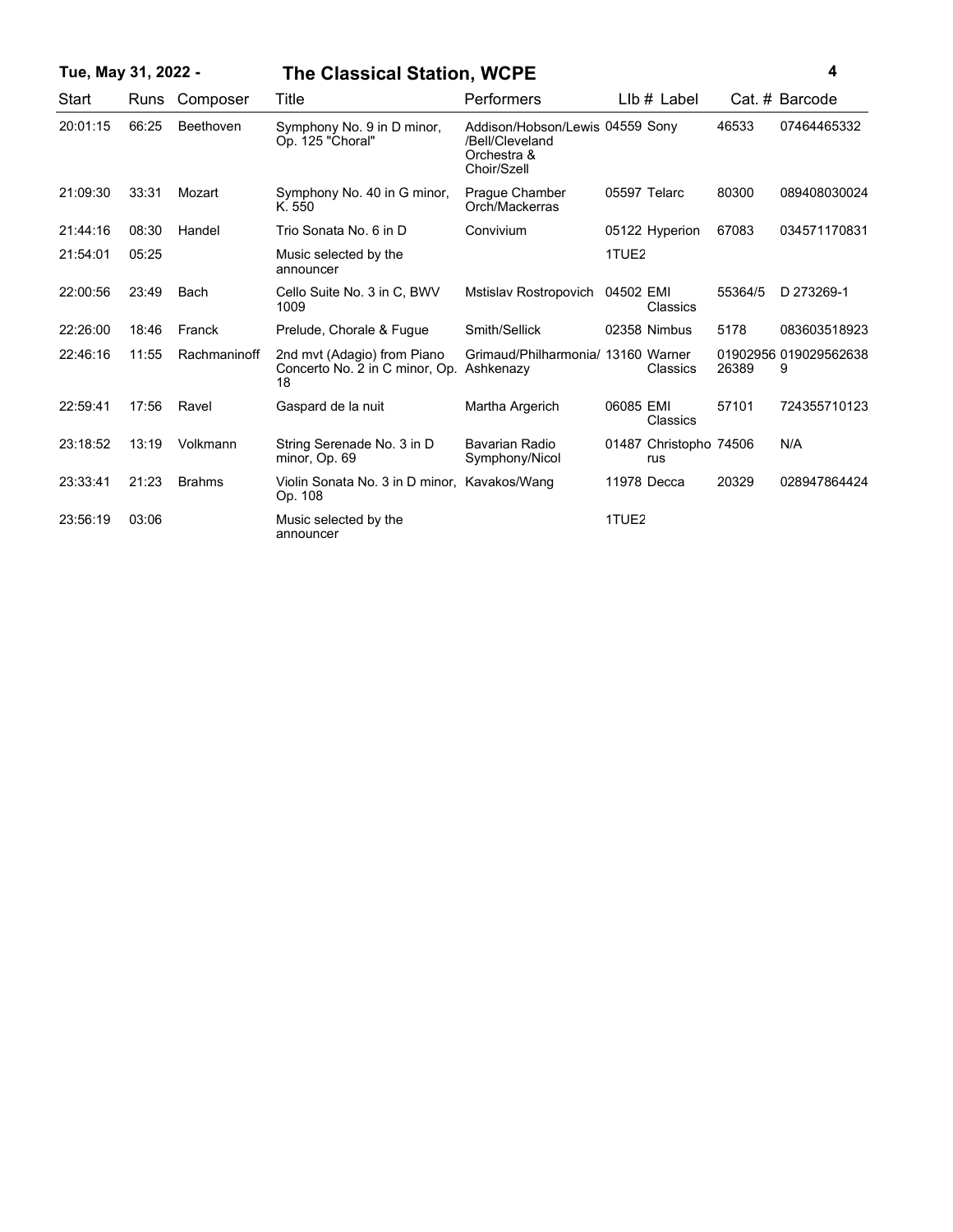**Tue, May 31, 2022 -** **The Classical Station, WCPE**

| Start | Runs | Composer | Title | Performers | Llb # | Label | Cat. # | Barcode |
|---|---|---|---|---|---|---|---|---|
| 20:01:15 | 66:25 | Beethoven | Symphony No. 9 in D minor, Op. 125 "Choral" | Addison/Hobson/Lewis/Bell/Cleveland Orchestra & Choir/Szell | 04559 | Sony | 46533 | 07464465332 |
| 21:09:30 | 33:31 | Mozart | Symphony No. 40 in G minor, K. 550 | Prague Chamber Orch/Mackerras | 05597 | Telarc | 80300 | 089408030024 |
| 21:44:16 | 08:30 | Handel | Trio Sonata No. 6 in D | Convivium | 05122 | Hyperion | 67083 | 034571170831 |
| 21:54:01 | 05:25 | | Music selected by the announcer | | 1TUE2 | | | |
| 22:00:56 | 23:49 | Bach | Cello Suite No. 3 in C, BWV 1009 | Mstislav Rostropovich | 04502 | EMI Classics | 55364/5 | D 273269-1 |
| 22:26:00 | 18:46 | Franck | Prelude, Chorale & Fugue | Smith/Sellick | 02358 | Nimbus | 5178 | 083603518923 |
| 22:46:16 | 11:55 | Rachmaninoff | 2nd mvt (Adagio) from Piano Concerto No. 2 in C minor, Op. 18 | Grimaud/Philharmonia/Ashkenazy | 13160 | Warner Classics | 0190295626389 | 0190295626389 |
| 22:59:41 | 17:56 | Ravel | Gaspard de la nuit | Martha Argerich | 06085 | EMI Classics | 57101 | 724355710123 |
| 23:18:52 | 13:19 | Volkmann | String Serenade No. 3 in D minor, Op. 69 | Bavarian Radio Symphony/Nicol | 01487 | Christophorus | 74506 | N/A |
| 23:33:41 | 21:23 | Brahms | Violin Sonata No. 3 in D minor, Op. 108 | Kavakos/Wang | 11978 | Decca | 20329 | 028947864424 |
| 23:56:19 | 03:06 | | Music selected by the announcer | | 1TUE2 | | | |